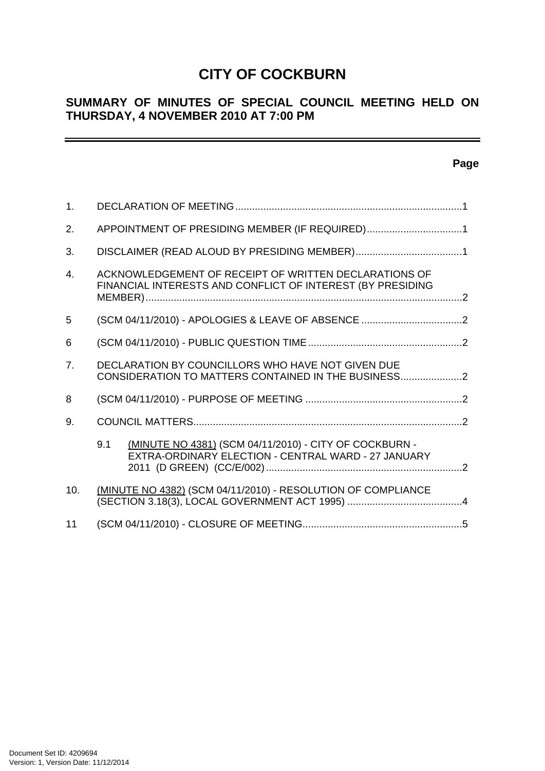# CITY OF COCKBURN

## SUMMARY OF MINUTES OF SPECIAL COUNCIL MEETING HELD ON THURSDAY, 4 NOVEMBER 2010 AT 7:00 PM

**Page**

1. DECLARATION OF MEETING ....................................................................................1

2. APPOINTMENT OF PRESIDING MEMBER (IF REQUIRED) ..................................1

3. DISCLAIMER (READ ALOUD BY PRESIDING MEMBER) ......................................1

4. ACKNOWLEDGEMENT OF RECEIPT OF WRITTEN DECLARATIONS OF FINANCIAL INTERESTS AND CONFLICT OF INTEREST (BY PRESIDING MEMBER) ....................................................................................................2

5 (SCM 04/11/2010) - APOLOGIES & LEAVE OF ABSENCE ....................................2

6 (SCM 04/11/2010) - PUBLIC QUESTION TIME .......................................................2

7. DECLARATION BY COUNCILLORS WHO HAVE NOT GIVEN DUE CONSIDERATION TO MATTERS CONTAINED IN THE BUSINESS......................2

8 (SCM 04/11/2010) - PURPOSE OF MEETING ........................................................2

9. COUNCIL MATTERS................................................................................................2

   9.1 (MINUTE NO 4381) (SCM 04/11/2010) - CITY OF COCKBURN - EXTRA-ORDINARY ELECTION - CENTRAL WARD - 27 JANUARY 2011 (D GREEN) (CC/E/002) ......................................................................2

10. (MINUTE NO 4382) (SCM 04/11/2010) - RESOLUTION OF COMPLIANCE (SECTION 3.18(3), LOCAL GOVERNMENT ACT 1995) .........................................4

11 (SCM 04/11/2010) - CLOSURE OF MEETING.........................................................5

Document Set ID: 4209694
Version: 1, Version Date: 11/12/2014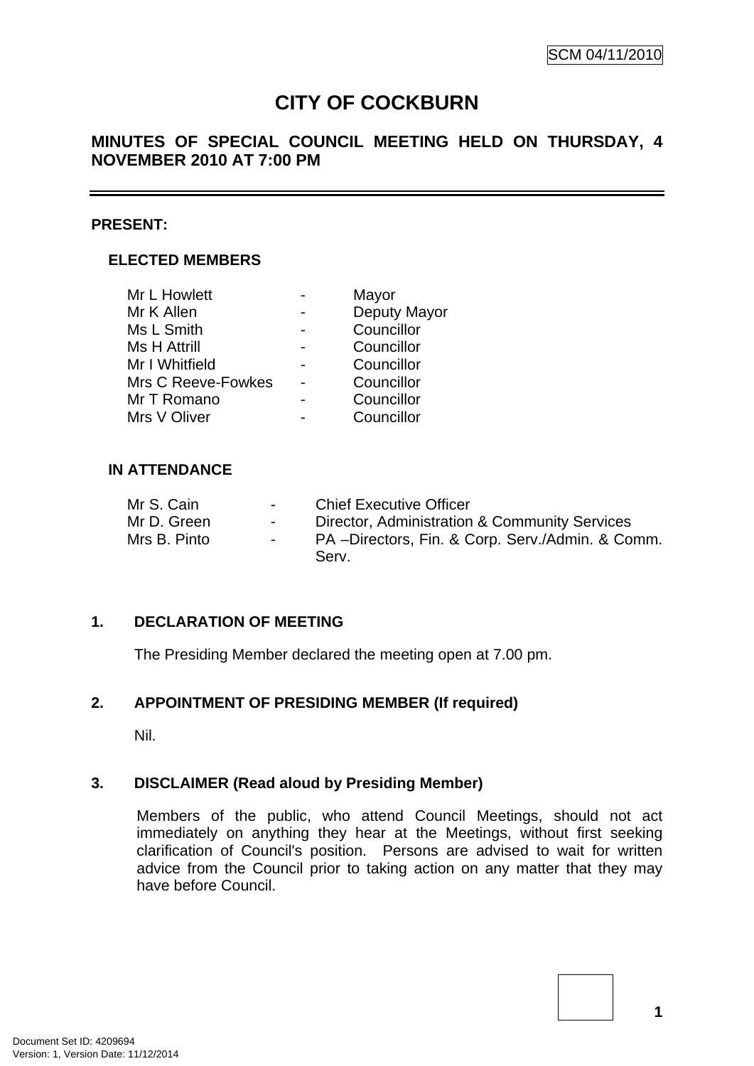SCM 04/11/2010

# CITY OF COCKBURN

## MINUTES OF SPECIAL COUNCIL MEETING HELD ON THURSDAY, 4 NOVEMBER 2010 AT 7:00 PM

---

**PRESENT:**

**ELECTED MEMBERS**

| | | |
|---|---|---|
| Mr L Howlett | - | Mayor |
| Mr K Allen | - | Deputy Mayor |
| Ms L Smith | - | Councillor |
| Ms H Attrill | - | Councillor |
| Mr I Whitfield | - | Councillor |
| Mrs C Reeve-Fowkes | - | Councillor |
| Mr T Romano | - | Councillor |
| Mrs V Oliver | - | Councillor |

**IN ATTENDANCE**

| | | |
|---|---|---|
| Mr S. Cain | - | Chief Executive Officer |
| Mr D. Green | - | Director, Administration & Community Services |
| Mrs B. Pinto | - | PA –Directors, Fin. & Corp. Serv./Admin. & Comm. Serv. |

### 1. DECLARATION OF MEETING

The Presiding Member declared the meeting open at 7.00 pm.

### 2. APPOINTMENT OF PRESIDING MEMBER (If required)

Nil.

### 3. DISCLAIMER (Read aloud by Presiding Member)

Members of the public, who attend Council Meetings, should not act immediately on anything they hear at the Meetings, without first seeking clarification of Council's position. Persons are advised to wait for written advice from the Council prior to taking action on any matter that they may have before Council.

Document Set ID: 4209694
Version: 1, Version Date: 11/12/2014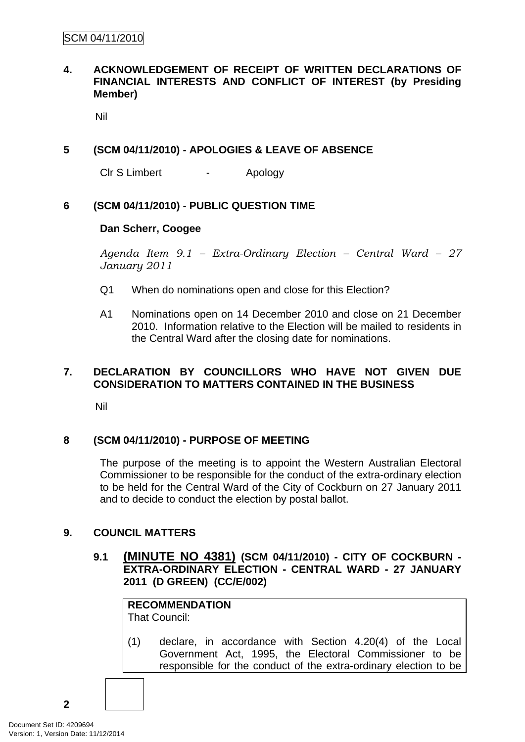## 4. ACKNOWLEDGEMENT OF RECEIPT OF WRITTEN DECLARATIONS OF FINANCIAL INTERESTS AND CONFLICT OF INTEREST (by Presiding Member)

Nil

## 5 (SCM 04/11/2010) - APOLOGIES & LEAVE OF ABSENCE

Clr S Limbert - Apology

## 6 (SCM 04/11/2010) - PUBLIC QUESTION TIME

**Dan Scherr, Coogee**

*Agenda Item 9.1 – Extra-Ordinary Election – Central Ward – 27 January 2011*

Q1 When do nominations open and close for this Election?

A1 Nominations open on 14 December 2010 and close on 21 December 2010. Information relative to the Election will be mailed to residents in the Central Ward after the closing date for nominations.

## 7. DECLARATION BY COUNCILLORS WHO HAVE NOT GIVEN DUE CONSIDERATION TO MATTERS CONTAINED IN THE BUSINESS

Nil

## 8 (SCM 04/11/2010) - PURPOSE OF MEETING

The purpose of the meeting is to appoint the Western Australian Electoral Commissioner to be responsible for the conduct of the extra-ordinary election to be held for the Central Ward of the City of Cockburn on 27 January 2011 and to decide to conduct the election by postal ballot.

## 9. COUNCIL MATTERS

### 9.1 (MINUTE NO 4381) (SCM 04/11/2010) - CITY OF COCKBURN - EXTRA-ORDINARY ELECTION - CENTRAL WARD - 27 JANUARY 2011 (D GREEN) (CC/E/002)

**RECOMMENDATION**
That Council:

(1) declare, in accordance with Section 4.20(4) of the Local Government Act, 1995, the Electoral Commissioner to be responsible for the conduct of the extra-ordinary election to be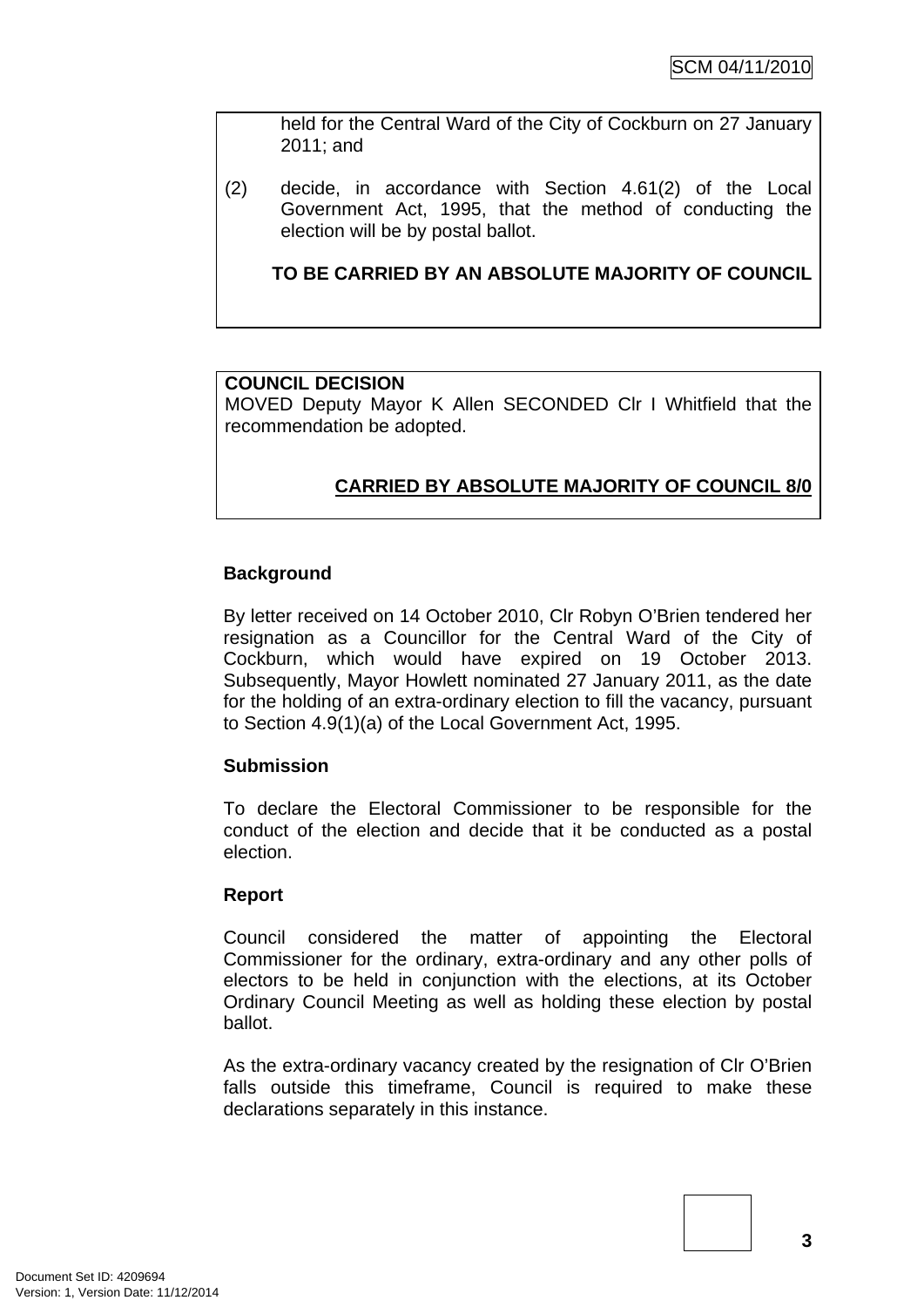held for the Central Ward of the City of Cockburn on 27 January 2011; and

(2) decide, in accordance with Section 4.61(2) of the Local Government Act, 1995, that the method of conducting the election will be by postal ballot.

**TO BE CARRIED BY AN ABSOLUTE MAJORITY OF COUNCIL**

**COUNCIL DECISION**
MOVED Deputy Mayor K Allen SECONDED Clr I Whitfield that the recommendation be adopted.

**CARRIED BY ABSOLUTE MAJORITY OF COUNCIL 8/0**

**Background**

By letter received on 14 October 2010, Clr Robyn O'Brien tendered her resignation as a Councillor for the Central Ward of the City of Cockburn, which would have expired on 19 October 2013. Subsequently, Mayor Howlett nominated 27 January 2011, as the date for the holding of an extra-ordinary election to fill the vacancy, pursuant to Section 4.9(1)(a) of the Local Government Act, 1995.

**Submission**

To declare the Electoral Commissioner to be responsible for the conduct of the election and decide that it be conducted as a postal election.

**Report**

Council considered the matter of appointing the Electoral Commissioner for the ordinary, extra-ordinary and any other polls of electors to be held in conjunction with the elections, at its October Ordinary Council Meeting as well as holding these election by postal ballot.

As the extra-ordinary vacancy created by the resignation of Clr O'Brien falls outside this timeframe, Council is required to make these declarations separately in this instance.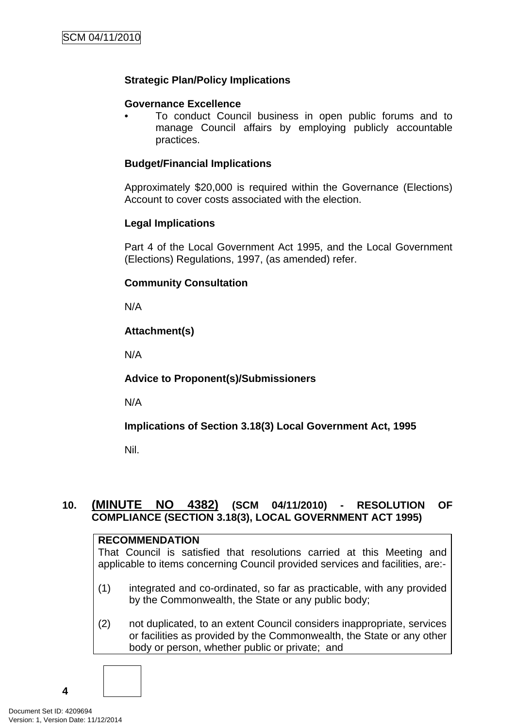**Strategic Plan/Policy Implications**

**Governance Excellence**

- To conduct Council business in open public forums and to manage Council affairs by employing publicly accountable practices.

**Budget/Financial Implications**

Approximately $20,000 is required within the Governance (Elections) Account to cover costs associated with the election.

**Legal Implications**

Part 4 of the Local Government Act 1995, and the Local Government (Elections) Regulations, 1997, (as amended) refer.

**Community Consultation**

N/A

**Attachment(s)**

N/A

**Advice to Proponent(s)/Submissioners**

N/A

**Implications of Section 3.18(3) Local Government Act, 1995**

Nil.

## 10. (MINUTE NO 4382) (SCM 04/11/2010) - RESOLUTION OF COMPLIANCE (SECTION 3.18(3), LOCAL GOVERNMENT ACT 1995)

**RECOMMENDATION**

That Council is satisfied that resolutions carried at this Meeting and applicable to items concerning Council provided services and facilities, are:-

(1) integrated and co-ordinated, so far as practicable, with any provided by the Commonwealth, the State or any public body;

(2) not duplicated, to an extent Council considers inappropriate, services or facilities as provided by the Commonwealth, the State or any other body or person, whether public or private; and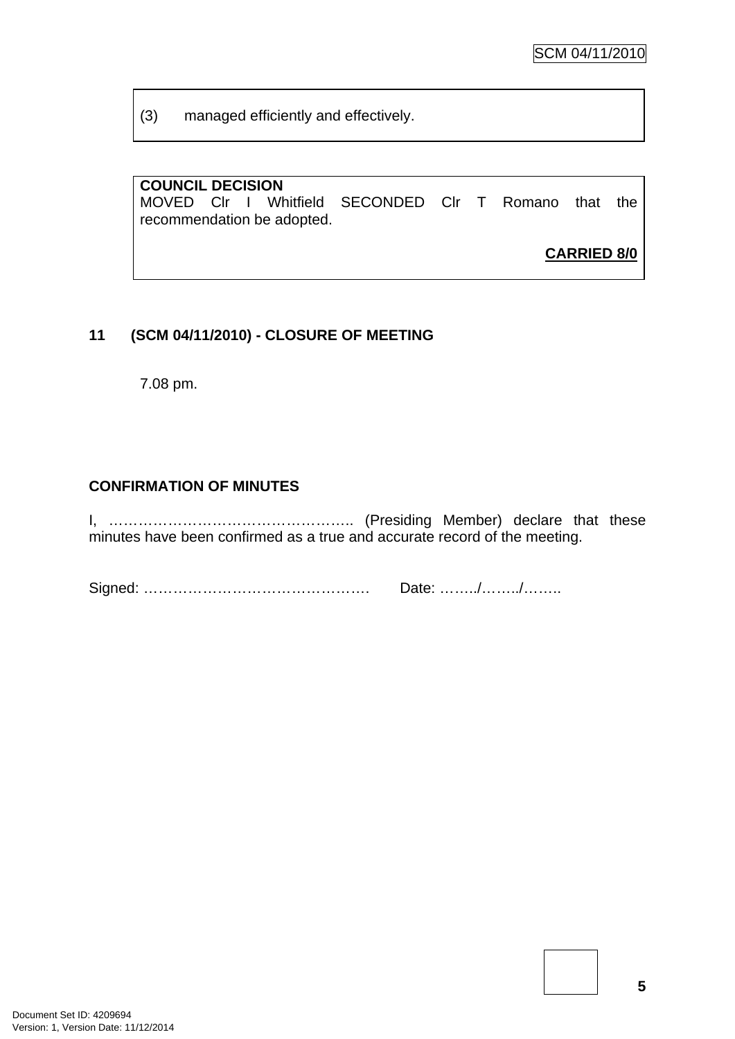(3) managed efficiently and effectively.

**COUNCIL DECISION**
MOVED Clr I Whitfield SECONDED Clr T Romano that the recommendation be adopted.

**CARRIED 8/0**

## 11 (SCM 04/11/2010) - CLOSURE OF MEETING

7.08 pm.

**CONFIRMATION OF MINUTES**

I, ………………………………………….. (Presiding Member) declare that these minutes have been confirmed as a true and accurate record of the meeting.

Signed: ………………………………………. Date: ……../……../……..

Document Set ID: 4209694
Version: 1, Version Date: 11/12/2014